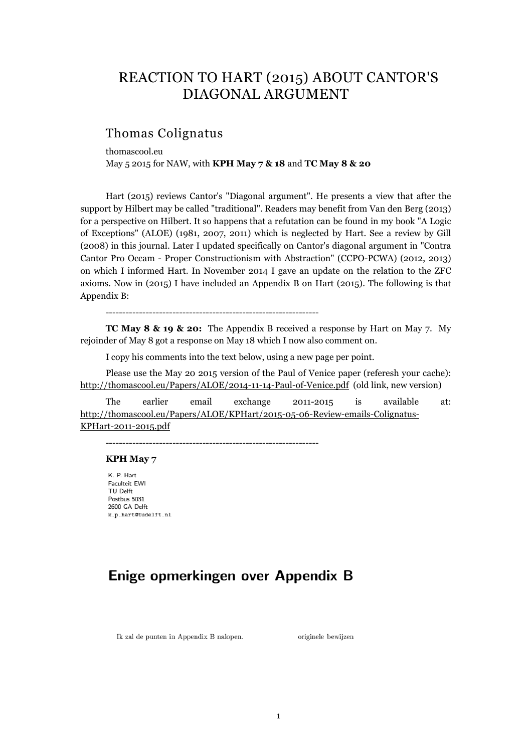# REACTION TO HART (2015) ABOUT CANTOR'S DIAGONAL ARGUMENT

## Thomas Colignatus

thomascool.eu

May 5 2015 for NAW, with **KPH May 7 & 18** and **TC May 8 & 20**

Hart (2015) reviews Cantor's "Diagonal argument". He presents a view that after the support by Hilbert may be called "traditional". Readers may benefit from Van den Berg (2013) for a perspective on Hilbert. It so happens that a refutation can be found in my book "A Logic of Exceptions" (ALOE) (1981, 2007, 2011) which is neglected by Hart. See a review by Gill (2008) in this journal. Later I updated specifically on Cantor's diagonal argument in "Contra Cantor Pro Occam - Proper Constructionism with Abstraction" (CCPO-PCWA) (2012, 2013) on which I informed Hart. In November 2014 I gave an update on the relation to the ZFC axioms. Now in (2015) I have included an Appendix B on Hart (2015). The following is that Appendix B:

---

**TC May 8 & 19 & 20:** The Appendix B received a response by Hart on May 7. My rejoinder of May 8 got a response on May 18 which I now also comment on.

I copy his comments into the text below, using a new page per point.

Please use the May 20 2015 version of the Paul of Venice paper (referesh your cache): http://thomascool.eu/Papers/ALOE/2014-11-14-Paul-of-Venice.pdf (old link, new version)

The earlier email exchange 2011-2015 is available at: http://thomascool.eu/Papers/ALOE/KPHart/2015-05-06-Review-emails-Colignatus-KPHart-2011-2015.pdf

---

**KPH May 7**

K. P. Hart
Faculteit EWI
TU Delft
Postbus 5031
2600 GA Delft
k.p.hart@tudelft.nl

## Enige opmerkingen over Appendix B

Ik zal de punten in Appendix B nalopen. originele bewijzen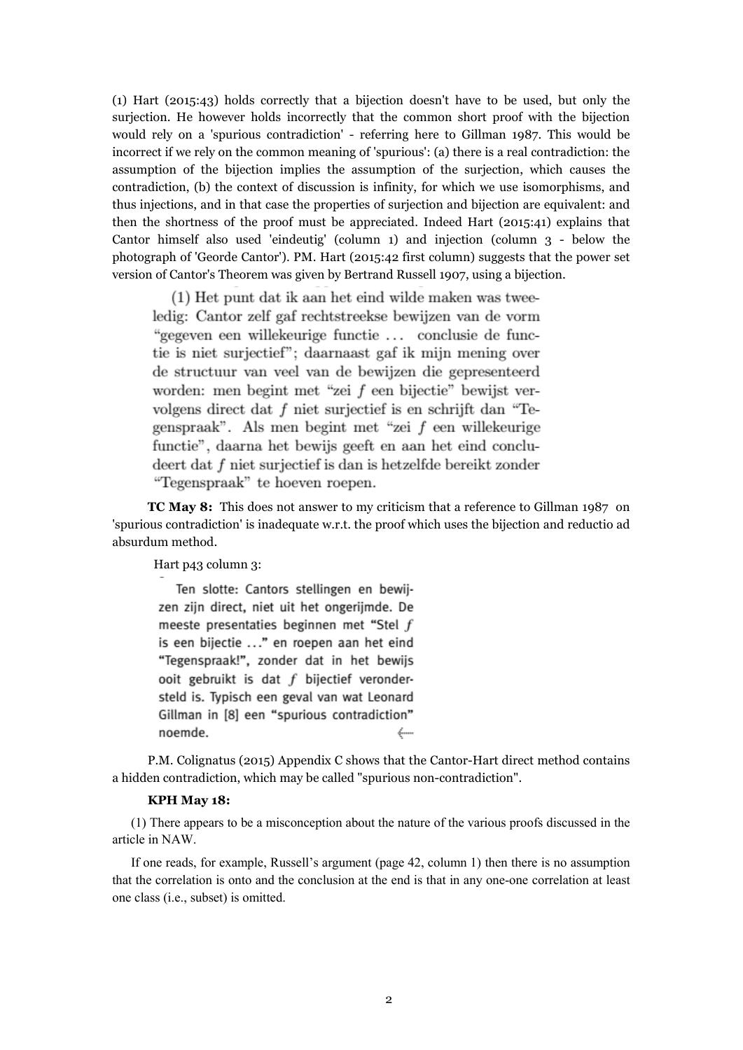(1) Hart (2015:43) holds correctly that a bijection doesn't have to be used, but only the surjection. He however holds incorrectly that the common short proof with the bijection would rely on a 'spurious contradiction' - referring here to Gillman 1987. This would be incorrect if we rely on the common meaning of 'spurious': (a) there is a real contradiction: the assumption of the bijection implies the assumption of the surjection, which causes the contradiction, (b) the context of discussion is infinity, for which we use isomorphisms, and thus injections, and in that case the properties of surjection and bijection are equivalent: and then the shortness of the proof must be appreciated. Indeed Hart (2015:41) explains that Cantor himself also used 'eindeutig' (column 1) and injection (column 3 - below the photograph of 'Georde Cantor'). PM. Hart (2015:42 first column) suggests that the power set version of Cantor's Theorem was given by Bertrand Russell 1907, using a bijection.

> (1) Het punt dat ik aan het eind wilde maken was tweeledig: Cantor zelf gaf rechtstreekse bewijzen van de vorm "gegeven een willekeurige functie ... conclusie de functie is niet surjectief"; daarnaast gaf ik mijn mening over de structuur van veel van de bewijzen die gepresenteerd worden: men begint met "zei $f$ een bijectie" bewijst vervolgens direct dat $f$ niet surjectief is en schrijft dan "Tegenspraak". Als men begint met "zei $f$ een willekeurige functie", daarna het bewijs geeft en aan het eind concludeert dat $f$ niet surjectief is dan is hetzelfde bereikt zonder "Tegenspraak" te hoeven roepen.

**TC May 8:** This does not answer to my criticism that a reference to Gillman 1987 on 'spurious contradiction' is inadequate w.r.t. the proof which uses the bijection and reductio ad absurdum method.

Hart p43 column 3:

> Ten slotte: Cantors stellingen en bewijzen zijn direct, niet uit het ongerijmde. De meeste presentaties beginnen met "Stel $f$ is een bijectie ..." en roepen aan het eind "Tegenspraak!", zonder dat in het bewijs ooit gebruikt is dat $f$ bijectief verondersteld is. Typisch een geval van wat Leonard Gillman in [8] een "spurious contradiction" noemde. ⟵

P.M. Colignatus (2015) Appendix C shows that the Cantor-Hart direct method contains a hidden contradiction, which may be called "spurious non-contradiction".

**KPH May 18:**

(1) There appears to be a misconception about the nature of the various proofs discussed in the article in NAW.

If one reads, for example, Russell's argument (page 42, column 1) then there is no assumption that the correlation is onto and the conclusion at the end is that in any one-one correlation at least one class (i.e., subset) is omitted.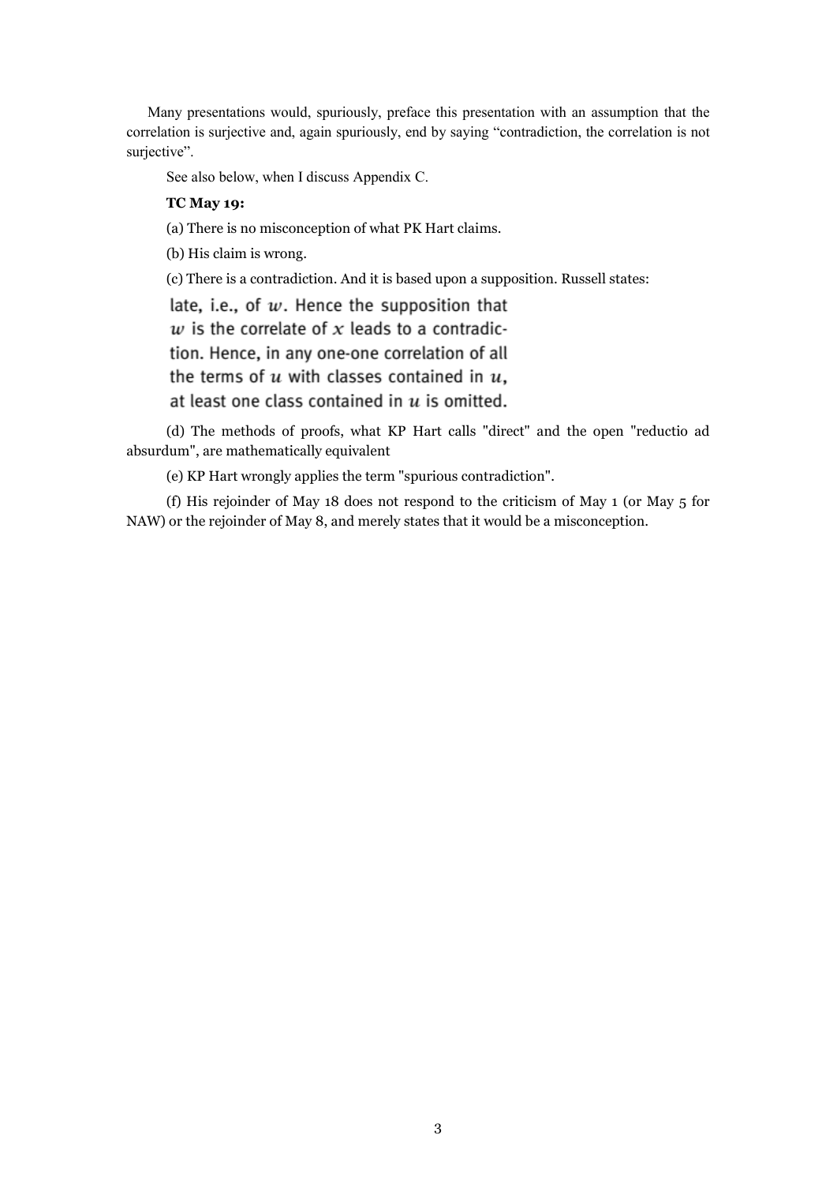Many presentations would, spuriously, preface this presentation with an assumption that the correlation is surjective and, again spuriously, end by saying "contradiction, the correlation is not surjective".

See also below, when I discuss Appendix C.

**TC May 19:**

(a) There is no misconception of what PK Hart claims.

(b) His claim is wrong.

(c) There is a contradiction. And it is based upon a supposition. Russell states:

> late, i.e., of $w$. Hence the supposition that $w$ is the correlate of $x$ leads to a contradiction. Hence, in any one-one correlation of all the terms of $u$ with classes contained in $u$, at least one class contained in $u$ is omitted.

(d) The methods of proofs, what KP Hart calls "direct" and the open "reductio ad absurdum", are mathematically equivalent

(e) KP Hart wrongly applies the term "spurious contradiction".

(f) His rejoinder of May 18 does not respond to the criticism of May 1 (or May 5 for NAW) or the rejoinder of May 8, and merely states that it would be a misconception.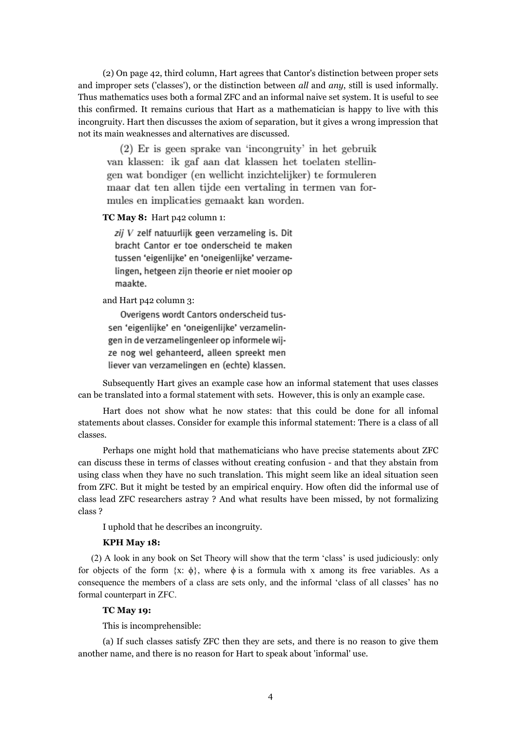(2) On page 42, third column, Hart agrees that Cantor's distinction between proper sets and improper sets ('classes'), or the distinction between *all* and *any*, still is used informally. Thus mathematics uses both a formal ZFC and an informal naive set system. It is useful to see this confirmed. It remains curious that Hart as a mathematician is happy to live with this incongruity. Hart then discusses the axiom of separation, but it gives a wrong impression that not its main weaknesses and alternatives are discussed.

> (2) Er is geen sprake van 'incongruity' in het gebruik van klassen: ik gaf aan dat klassen het toelaten stellingen wat bondiger (en wellicht inzichtelijker) te formuleren maar dat ten allen tijde een vertaling in termen van formules en implicaties gemaakt kan worden.

**TC May 8:** Hart p42 column 1:

> *zij V* zelf natuurlijk geen verzameling is. Dit bracht Cantor er toe onderscheid te maken tussen 'eigenlijke' en 'oneigenlijke' verzamelingen, hetgeen zijn theorie er niet mooier op maakte.

and Hart p42 column 3:

> Overigens wordt Cantors onderscheid tussen 'eigenlijke' en 'oneigenlijke' verzamelingen in de verzamelingenleer op informele wijze nog wel gehanteerd, alleen spreekt men liever van verzamelingen en (echte) klassen.

Subsequently Hart gives an example case how an informal statement that uses classes can be translated into a formal statement with sets. However, this is only an example case.

Hart does not show what he now states: that this could be done for all infomal statements about classes. Consider for example this informal statement: There is a class of all classes.

Perhaps one might hold that mathematicians who have precise statements about ZFC can discuss these in terms of classes without creating confusion - and that they abstain from using class when they have no such translation. This might seem like an ideal situation seen from ZFC. But it might be tested by an empirical enquiry. How often did the informal use of class lead ZFC researchers astray ? And what results have been missed, by not formalizing class ?

I uphold that he describes an incongruity.

**KPH May 18:**

(2) A look in any book on Set Theory will show that the term 'class' is used judiciously: only for objects of the form $\{x: \phi\}$, where $\phi$ is a formula with x among its free variables. As a consequence the members of a class are sets only, and the informal 'class of all classes' has no formal counterpart in ZFC.

**TC May 19:**

This is incomprehensible:

(a) If such classes satisfy ZFC then they are sets, and there is no reason to give them another name, and there is no reason for Hart to speak about 'informal' use.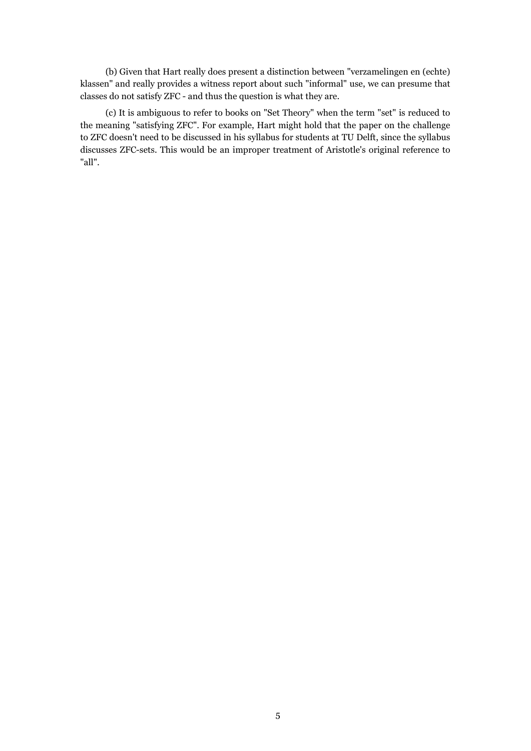(b) Given that Hart really does present a distinction between "verzamelingen en (echte) klassen" and really provides a witness report about such "informal" use, we can presume that classes do not satisfy ZFC - and thus the question is what they are.

(c) It is ambiguous to refer to books on "Set Theory" when the term "set" is reduced to the meaning "satisfying ZFC". For example, Hart might hold that the paper on the challenge to ZFC doesn't need to be discussed in his syllabus for students at TU Delft, since the syllabus discusses ZFC-sets. This would be an improper treatment of Aristotle's original reference to "all".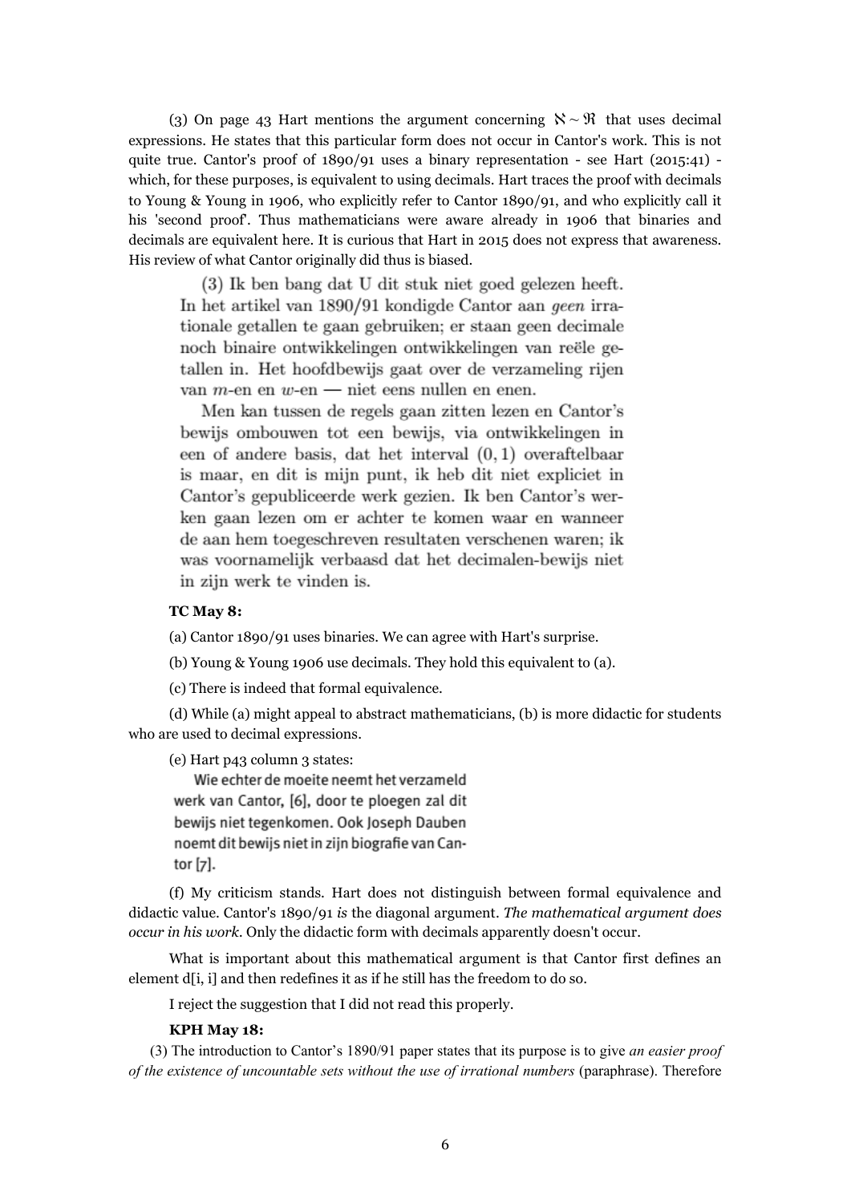(3) On page 43 Hart mentions the argument concerning $\aleph \sim \Re$ that uses decimal expressions. He states that this particular form does not occur in Cantor's work. This is not quite true. Cantor's proof of 1890/91 uses a binary representation - see Hart (2015:41) - which, for these purposes, is equivalent to using decimals. Hart traces the proof with decimals to Young & Young in 1906, who explicitly refer to Cantor 1890/91, and who explicitly call it his 'second proof'. Thus mathematicians were aware already in 1906 that binaries and decimals are equivalent here. It is curious that Hart in 2015 does not express that awareness. His review of what Cantor originally did thus is biased.

> (3) Ik ben bang dat U dit stuk niet goed gelezen heeft. In het artikel van 1890/91 kondigde Cantor aan *geen* irrationale getallen te gaan gebruiken; er staan geen decimale noch binaire ontwikkelingen ontwikkelingen van reële getallen in. Het hoofdbewijs gaat over de verzameling rijen van $m$-en en $w$-en — niet eens nullen en enen.
>
> Men kan tussen de regels gaan zitten lezen en Cantor's bewijs ombouwen tot een bewijs, via ontwikkelingen in een of andere basis, dat het interval $(0, 1)$ overaftelbaar is maar, en dit is mijn punt, ik heb dit niet expliciet in Cantor's gepubliceerde werk gezien. Ik ben Cantor's werken gaan lezen om er achter te komen waar en wanneer de aan hem toegeschreven resultaten verschenen waren; ik was voornamelijk verbaasd dat het decimalen-bewijs niet in zijn werk te vinden is.

**TC May 8:**

(a) Cantor 1890/91 uses binaries. We can agree with Hart's surprise.

(b) Young & Young 1906 use decimals. They hold this equivalent to (a).

(c) There is indeed that formal equivalence.

(d) While (a) might appeal to abstract mathematicians, (b) is more didactic for students who are used to decimal expressions.

(e) Hart p43 column 3 states:

> Wie echter de moeite neemt het verzameld werk van Cantor, [6], door te ploegen zal dit bewijs niet tegenkomen. Ook Joseph Dauben noemt dit bewijs niet in zijn biografie van Cantor [7].

(f) My criticism stands. Hart does not distinguish between formal equivalence and didactic value. Cantor's 1890/91 *is* the diagonal argument. *The mathematical argument does occur in his work*. Only the didactic form with decimals apparently doesn't occur.

What is important about this mathematical argument is that Cantor first defines an element d[i, i] and then redefines it as if he still has the freedom to do so.

I reject the suggestion that I did not read this properly.

**KPH May 18:**

(3) The introduction to Cantor's 1890/91 paper states that its purpose is to give *an easier proof of the existence of uncountable sets without the use of irrational numbers* (paraphrase). Therefore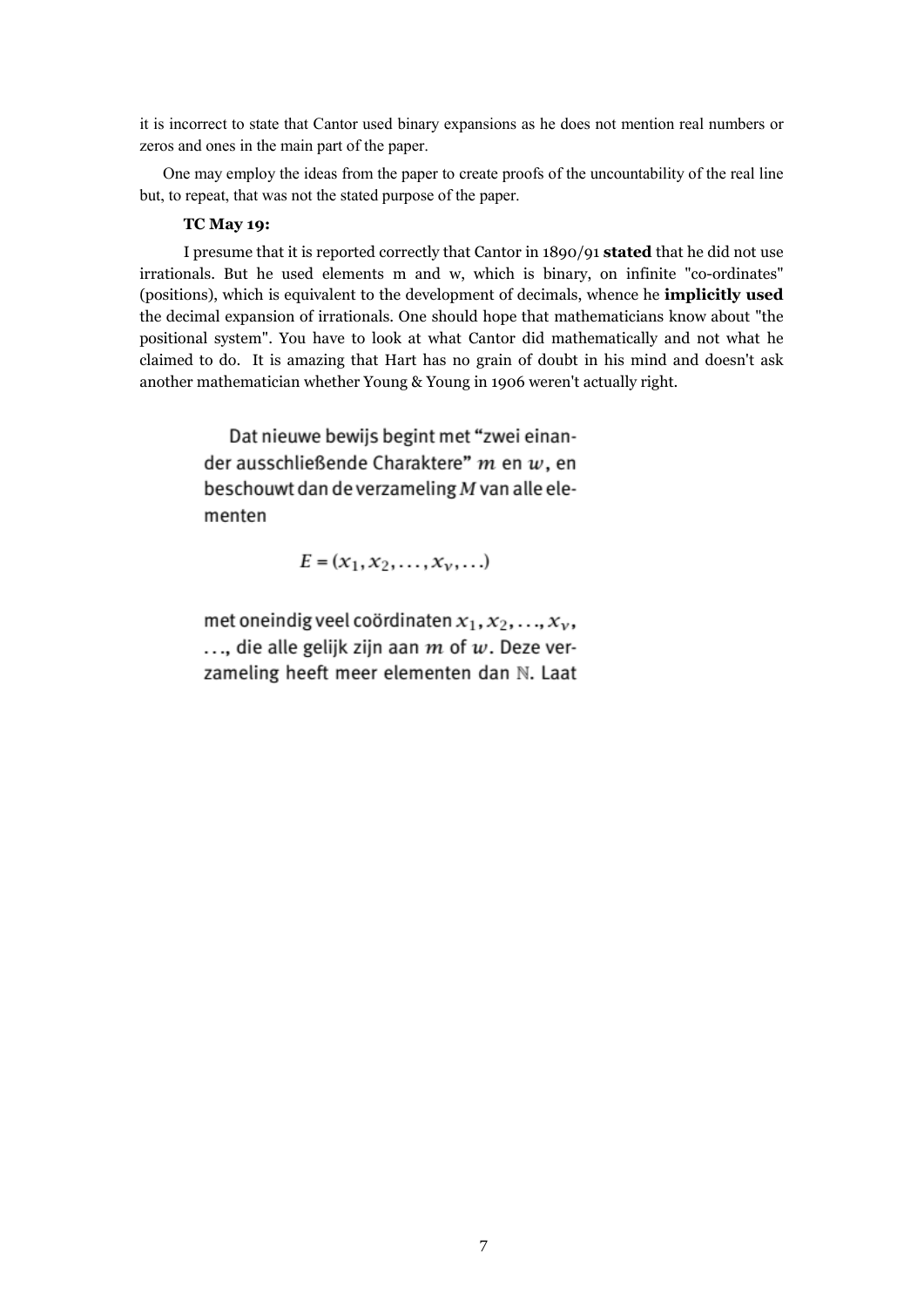it is incorrect to state that Cantor used binary expansions as he does not mention real numbers or zeros and ones in the main part of the paper.

One may employ the ideas from the paper to create proofs of the uncountability of the real line but, to repeat, that was not the stated purpose of the paper.

**TC May 19:**

I presume that it is reported correctly that Cantor in 1890/91 **stated** that he did not use irrationals. But he used elements m and w, which is binary, on infinite "co-ordinates" (positions), which is equivalent to the development of decimals, whence he **implicitly used** the decimal expansion of irrationals. One should hope that mathematicians know about "the positional system". You have to look at what Cantor did mathematically and not what he claimed to do. It is amazing that Hart has no grain of doubt in his mind and doesn't ask another mathematician whether Young & Young in 1906 weren't actually right.

> Dat nieuwe bewijs begint met "zwei einander ausschließende Charaktere" $m$ en $w$, en beschouwt dan de verzameling $M$ van alle elementen
>
> $$E = (x_1, x_2, \ldots, x_\nu, \ldots)$$
>
> met oneindig veel coördinaten $x_1, x_2, \ldots, x_\nu, \ldots$, die alle gelijk zijn aan $m$ of $w$. Deze verzameling heeft meer elementen dan $\mathbb{N}$. Laat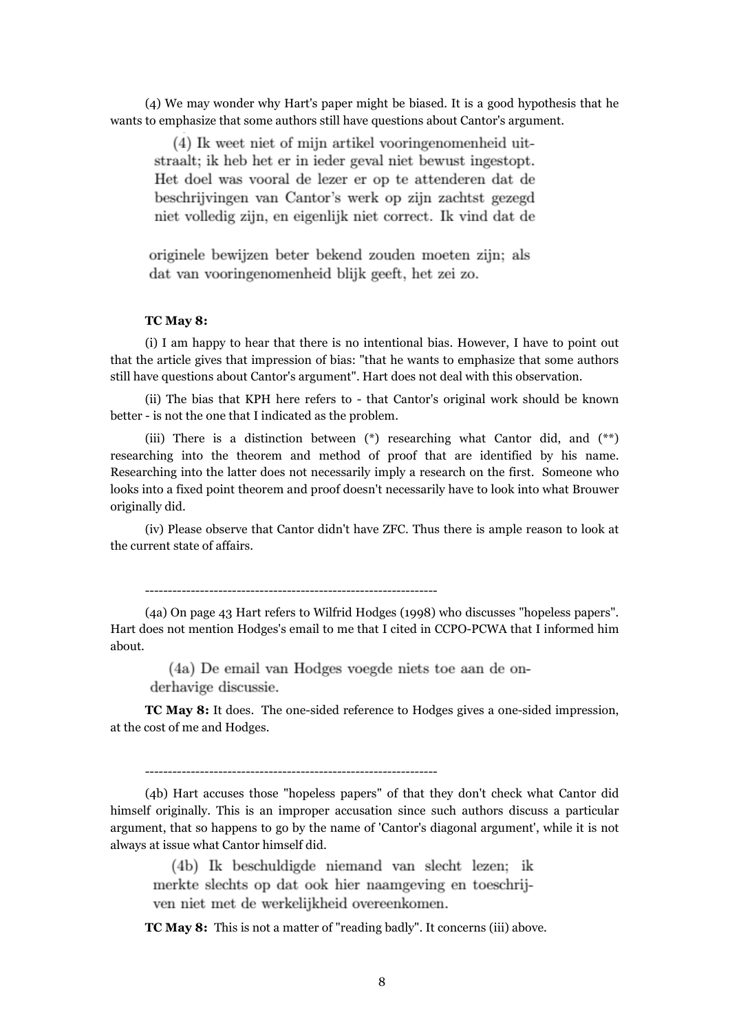(4) We may wonder why Hart's paper might be biased. It is a good hypothesis that he wants to emphasize that some authors still have questions about Cantor's argument.

> (4) Ik weet niet of mijn artikel vooringenomenheid uitstraalt; ik heb het er in ieder geval niet bewust ingestopt. Het doel was vooral de lezer er op te attenderen dat de beschrijvingen van Cantor's werk op zijn zachtst gezegd niet volledig zijn, en eigenlijk niet correct. Ik vind dat de
>
> originele bewijzen beter bekend zouden moeten zijn; als dat van vooringenomenheid blijk geeft, het zei zo.

**TC May 8:**

(i) I am happy to hear that there is no intentional bias. However, I have to point out that the article gives that impression of bias: "that he wants to emphasize that some authors still have questions about Cantor's argument". Hart does not deal with this observation.

(ii) The bias that KPH here refers to - that Cantor's original work should be known better - is not the one that I indicated as the problem.

(iii) There is a distinction between (*) researching what Cantor did, and (**) researching into the theorem and method of proof that are identified by his name. Researching into the latter does not necessarily imply a research on the first. Someone who looks into a fixed point theorem and proof doesn't necessarily have to look into what Brouwer originally did.

(iv) Please observe that Cantor didn't have ZFC. Thus there is ample reason to look at the current state of affairs.

----------------------------------------------------------------

(4a) On page 43 Hart refers to Wilfrid Hodges (1998) who discusses "hopeless papers". Hart does not mention Hodges's email to me that I cited in CCPO-PCWA that I informed him about.

> (4a) De email van Hodges voegde niets toe aan de onderhavige discussie.

**TC May 8:** It does. The one-sided reference to Hodges gives a one-sided impression, at the cost of me and Hodges.

----------------------------------------------------------------

(4b) Hart accuses those "hopeless papers" of that they don't check what Cantor did himself originally. This is an improper accusation since such authors discuss a particular argument, that so happens to go by the name of 'Cantor's diagonal argument', while it is not always at issue what Cantor himself did.

> (4b) Ik beschuldigde niemand van slecht lezen; ik merkte slechts op dat ook hier naamgeving en toeschrijven niet met de werkelijkheid overeenkomen.

**TC May 8:** This is not a matter of "reading badly". It concerns (iii) above.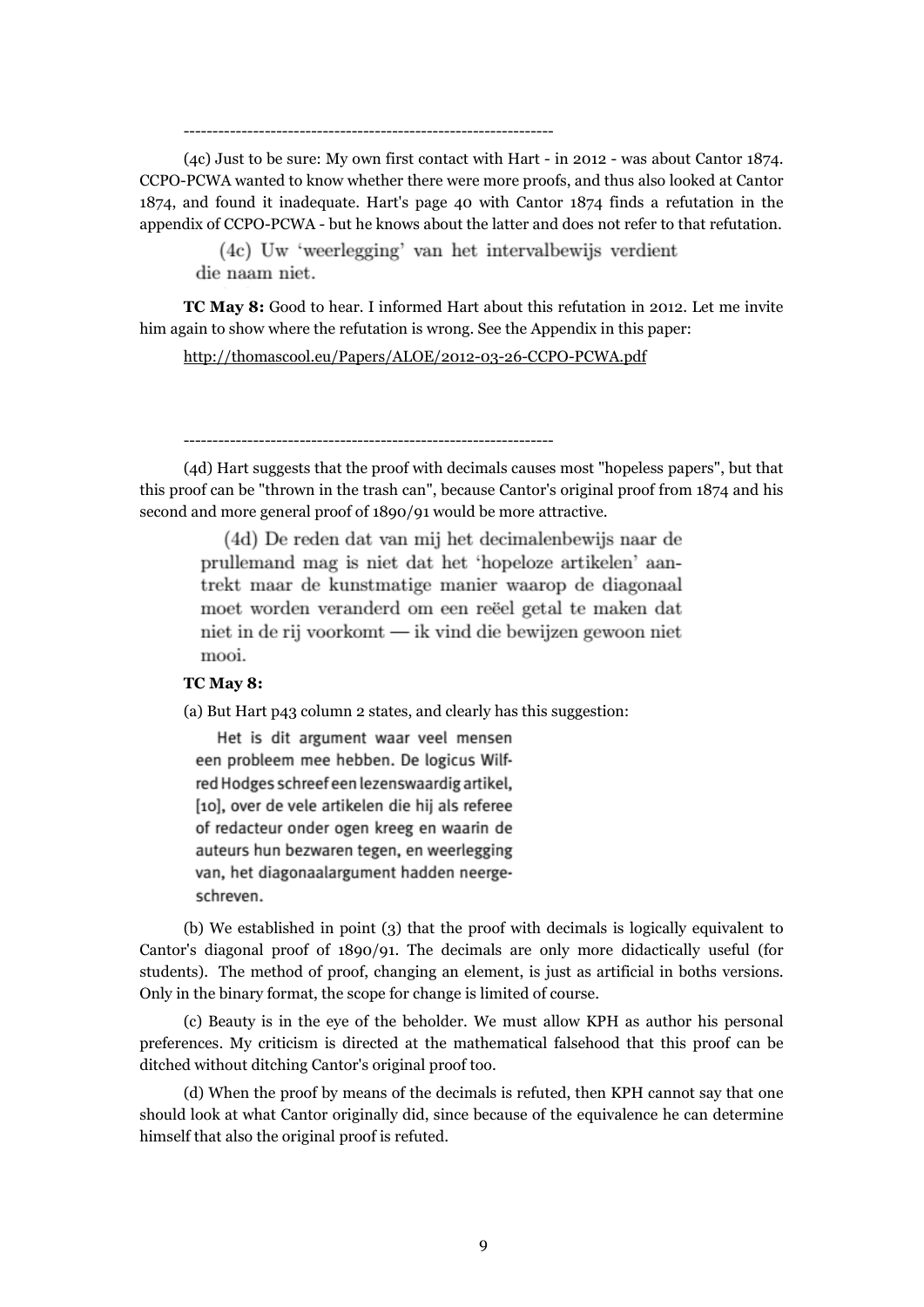----------------------------------------------------------------

(4c) Just to be sure: My own first contact with Hart - in 2012 - was about Cantor 1874. CCPO-PCWA wanted to know whether there were more proofs, and thus also looked at Cantor 1874, and found it inadequate. Hart's page 40 with Cantor 1874 finds a refutation in the appendix of CCPO-PCWA - but he knows about the latter and does not refer to that refutation.

> (4c) Uw 'weerlegging' van het intervalbewijs verdient die naam niet.

**TC May 8:** Good to hear. I informed Hart about this refutation in 2012. Let me invite him again to show where the refutation is wrong. See the Appendix in this paper:

http://thomascool.eu/Papers/ALOE/2012-03-26-CCPO-PCWA.pdf

----------------------------------------------------------------

(4d) Hart suggests that the proof with decimals causes most "hopeless papers", but that this proof can be "thrown in the trash can", because Cantor's original proof from 1874 and his second and more general proof of 1890/91 would be more attractive.

> (4d) De reden dat van mij het decimalenbewijs naar de prullemand mag is niet dat het 'hopeloze artikelen' aantrekt maar de kunstmatige manier waarop de diagonaal moet worden veranderd om een reëel getal te maken dat niet in de rij voorkomt — ik vind die bewijzen gewoon niet mooi.

**TC May 8:**

(a) But Hart p43 column 2 states, and clearly has this suggestion:

> Het is dit argument waar veel mensen een probleem mee hebben. De logicus Wilfred Hodges schreef een lezenswaardig artikel, [10], over de vele artikelen die hij als referee of redacteur onder ogen kreeg en waarin de auteurs hun bezwaren tegen, en weerlegging van, het diagonaalargument hadden neergeschreven.

(b) We established in point (3) that the proof with decimals is logically equivalent to Cantor's diagonal proof of 1890/91. The decimals are only more didactically useful (for students). The method of proof, changing an element, is just as artificial in boths versions. Only in the binary format, the scope for change is limited of course.

(c) Beauty is in the eye of the beholder. We must allow KPH as author his personal preferences. My criticism is directed at the mathematical falsehood that this proof can be ditched without ditching Cantor's original proof too.

(d) When the proof by means of the decimals is refuted, then KPH cannot say that one should look at what Cantor originally did, since because of the equivalence he can determine himself that also the original proof is refuted.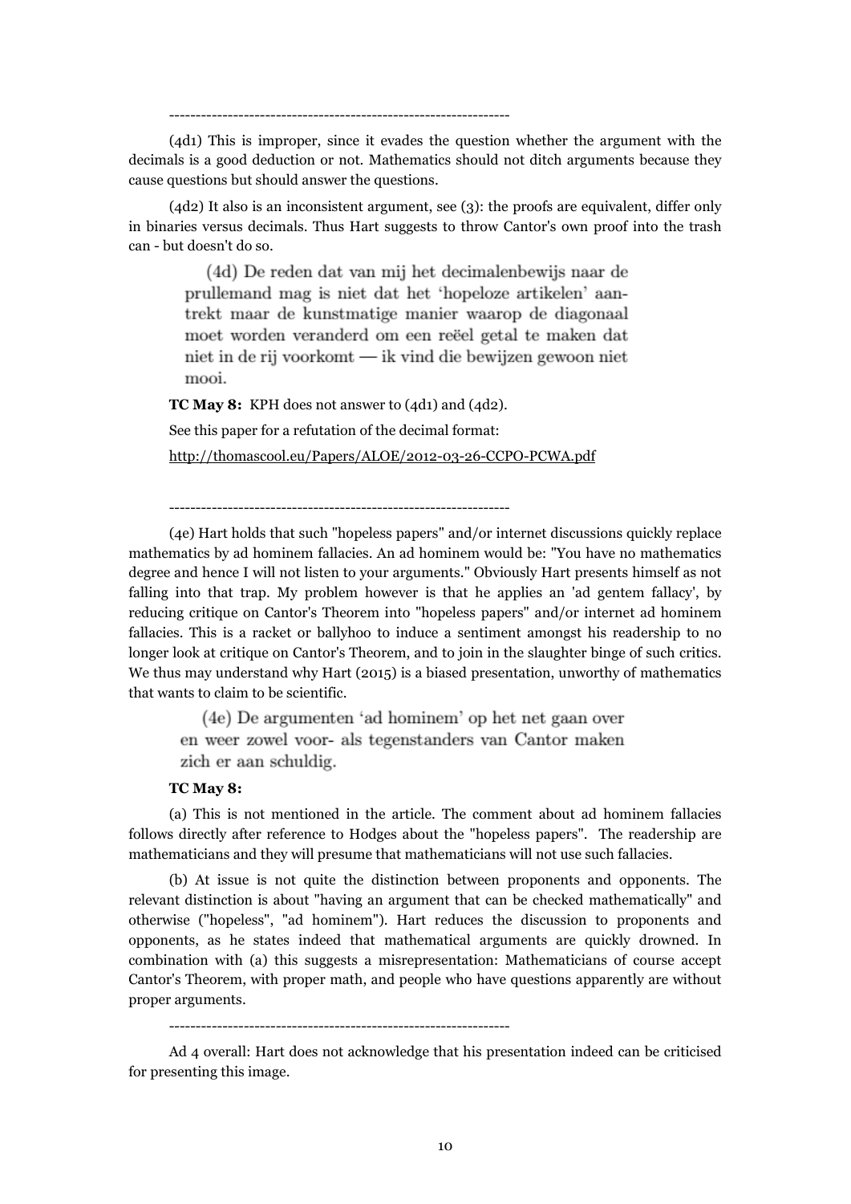----------------------------------------------------------------

(4d1) This is improper, since it evades the question whether the argument with the decimals is a good deduction or not. Mathematics should not ditch arguments because they cause questions but should answer the questions.

(4d2) It also is an inconsistent argument, see (3): the proofs are equivalent, differ only in binaries versus decimals. Thus Hart suggests to throw Cantor's own proof into the trash can - but doesn't do so.

> (4d) De reden dat van mij het decimalenbewijs naar de prullemand mag is niet dat het 'hopeloze artikelen' aantrekt maar de kunstmatige manier waarop de diagonaal moet worden veranderd om een reëel getal te maken dat niet in de rij voorkomt — ik vind die bewijzen gewoon niet mooi.

**TC May 8:** KPH does not answer to (4d1) and (4d2).

See this paper for a refutation of the decimal format:

http://thomascool.eu/Papers/ALOE/2012-03-26-CCPO-PCWA.pdf

----------------------------------------------------------------

(4e) Hart holds that such "hopeless papers" and/or internet discussions quickly replace mathematics by ad hominem fallacies. An ad hominem would be: "You have no mathematics degree and hence I will not listen to your arguments." Obviously Hart presents himself as not falling into that trap. My problem however is that he applies an 'ad gentem fallacy', by reducing critique on Cantor's Theorem into "hopeless papers" and/or internet ad hominem fallacies. This is a racket or ballyhoo to induce a sentiment amongst his readership to no longer look at critique on Cantor's Theorem, and to join in the slaughter binge of such critics. We thus may understand why Hart (2015) is a biased presentation, unworthy of mathematics that wants to claim to be scientific.

> (4e) De argumenten 'ad hominem' op het net gaan over en weer zowel voor- als tegenstanders van Cantor maken zich er aan schuldig.

**TC May 8:**

(a) This is not mentioned in the article. The comment about ad hominem fallacies follows directly after reference to Hodges about the "hopeless papers". The readership are mathematicians and they will presume that mathematicians will not use such fallacies.

(b) At issue is not quite the distinction between proponents and opponents. The relevant distinction is about "having an argument that can be checked mathematically" and otherwise ("hopeless", "ad hominem"). Hart reduces the discussion to proponents and opponents, as he states indeed that mathematical arguments are quickly drowned. In combination with (a) this suggests a misrepresentation: Mathematicians of course accept Cantor's Theorem, with proper math, and people who have questions apparently are without proper arguments.

----------------------------------------------------------------

Ad 4 overall: Hart does not acknowledge that his presentation indeed can be criticised for presenting this image.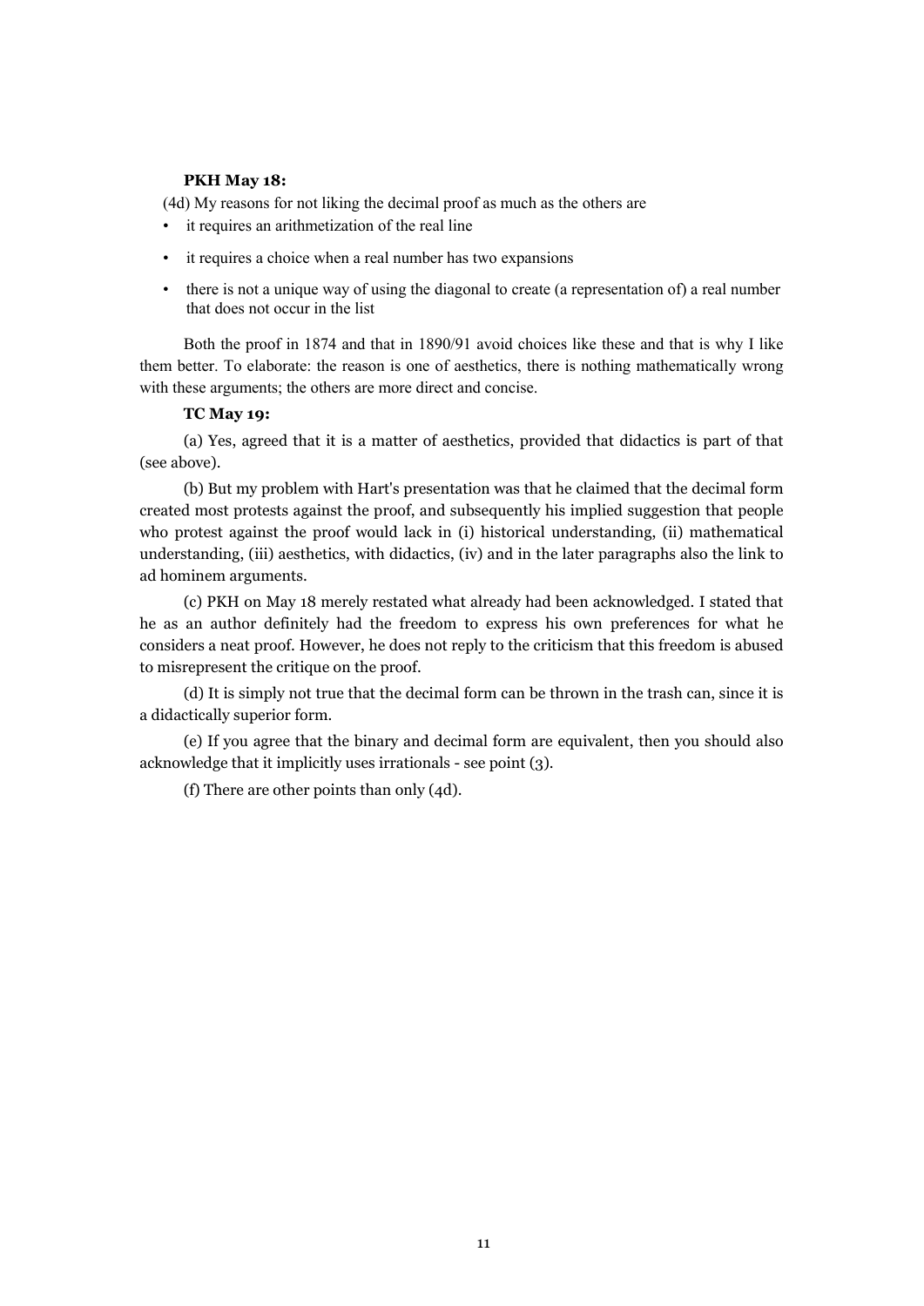**PKH May 18:**

(4d) My reasons for not liking the decimal proof as much as the others are

- it requires an arithmetization of the real line
- it requires a choice when a real number has two expansions
- there is not a unique way of using the diagonal to create (a representation of) a real number that does not occur in the list

Both the proof in 1874 and that in 1890/91 avoid choices like these and that is why I like them better. To elaborate: the reason is one of aesthetics, there is nothing mathematically wrong with these arguments; the others are more direct and concise.

**TC May 19:**

(a) Yes, agreed that it is a matter of aesthetics, provided that didactics is part of that (see above).

(b) But my problem with Hart's presentation was that he claimed that the decimal form created most protests against the proof, and subsequently his implied suggestion that people who protest against the proof would lack in (i) historical understanding, (ii) mathematical understanding, (iii) aesthetics, with didactics, (iv) and in the later paragraphs also the link to ad hominem arguments.

(c) PKH on May 18 merely restated what already had been acknowledged. I stated that he as an author definitely had the freedom to express his own preferences for what he considers a neat proof. However, he does not reply to the criticism that this freedom is abused to misrepresent the critique on the proof.

(d) It is simply not true that the decimal form can be thrown in the trash can, since it is a didactically superior form.

(e) If you agree that the binary and decimal form are equivalent, then you should also acknowledge that it implicitly uses irrationals - see point (3).

(f) There are other points than only (4d).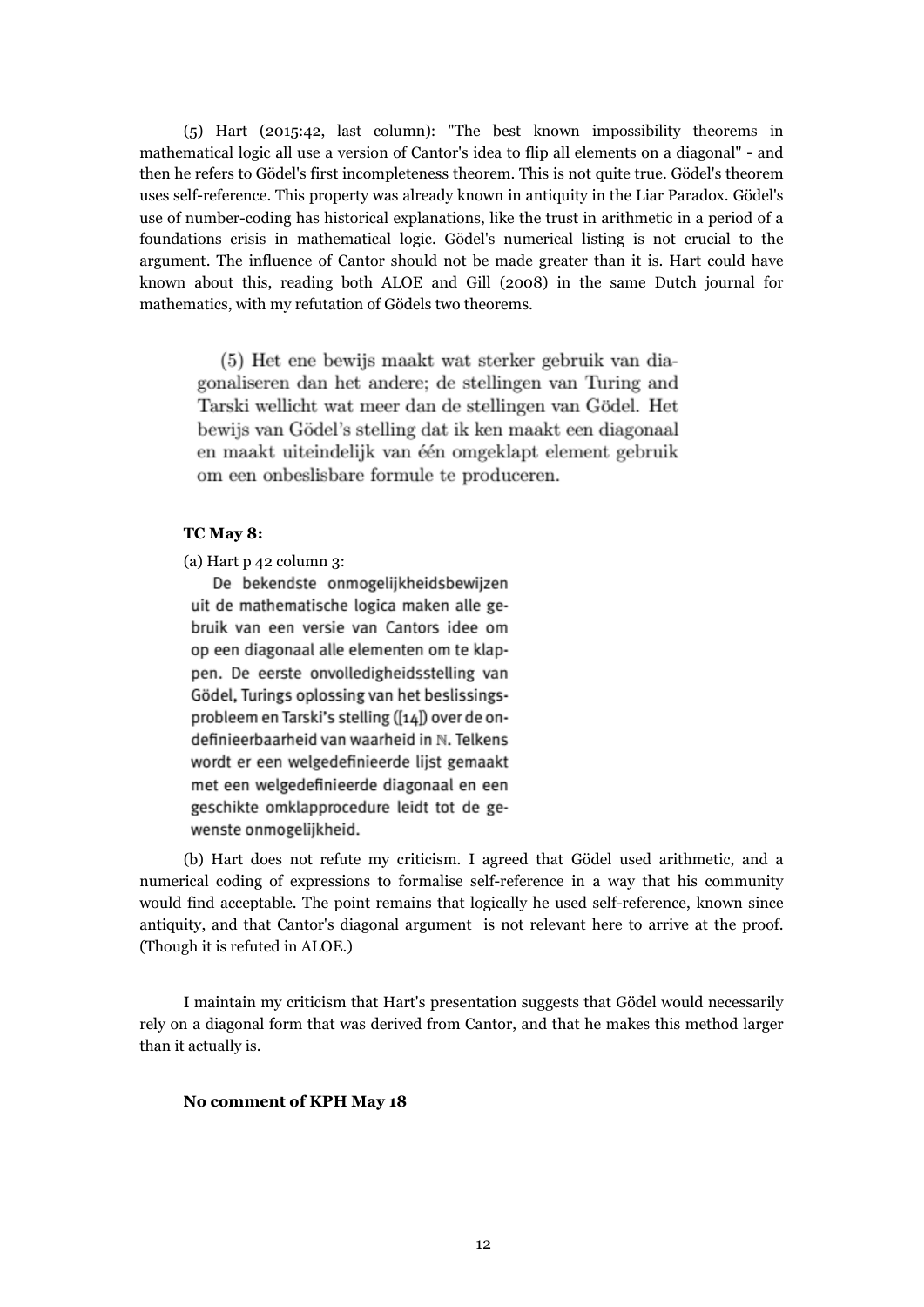(5) Hart (2015:42, last column): "The best known impossibility theorems in mathematical logic all use a version of Cantor's idea to flip all elements on a diagonal" - and then he refers to Gödel's first incompleteness theorem. This is not quite true. Gödel's theorem uses self-reference. This property was already known in antiquity in the Liar Paradox. Gödel's use of number-coding has historical explanations, like the trust in arithmetic in a period of a foundations crisis in mathematical logic. Gödel's numerical listing is not crucial to the argument. The influence of Cantor should not be made greater than it is. Hart could have known about this, reading both ALOE and Gill (2008) in the same Dutch journal for mathematics, with my refutation of Gödels two theorems.

> (5) Het ene bewijs maakt wat sterker gebruik van diagonaliseren dan het andere; de stellingen van Turing and Tarski wellicht wat meer dan de stellingen van Gödel. Het bewijs van Gödel's stelling dat ik ken maakt een diagonaal en maakt uiteindelijk van één omgeklapt element gebruik om een onbeslisbare formule te produceren.

**TC May 8:**

(a) Hart p 42 column 3:

> De bekendste onmogelijkheidsbewijzen uit de mathematische logica maken alle gebruik van een versie van Cantors idee om op een diagonaal alle elementen om te klappen. De eerste onvolledigheidsstelling van Gödel, Turings oplossing van het beslissingsprobleem en Tarski's stelling ([14]) over de ondefinieerbaarheid van waarheid in ℕ. Telkens wordt er een welgedefinieerde lijst gemaakt met een welgedefinieerde diagonaal en een geschikte omklapprocedure leidt tot de gewenste onmogelijkheid.

(b) Hart does not refute my criticism. I agreed that Gödel used arithmetic, and a numerical coding of expressions to formalise self-reference in a way that his community would find acceptable. The point remains that logically he used self-reference, known since antiquity, and that Cantor's diagonal argument is not relevant here to arrive at the proof. (Though it is refuted in ALOE.)

I maintain my criticism that Hart's presentation suggests that Gödel would necessarily rely on a diagonal form that was derived from Cantor, and that he makes this method larger than it actually is.

**No comment of KPH May 18**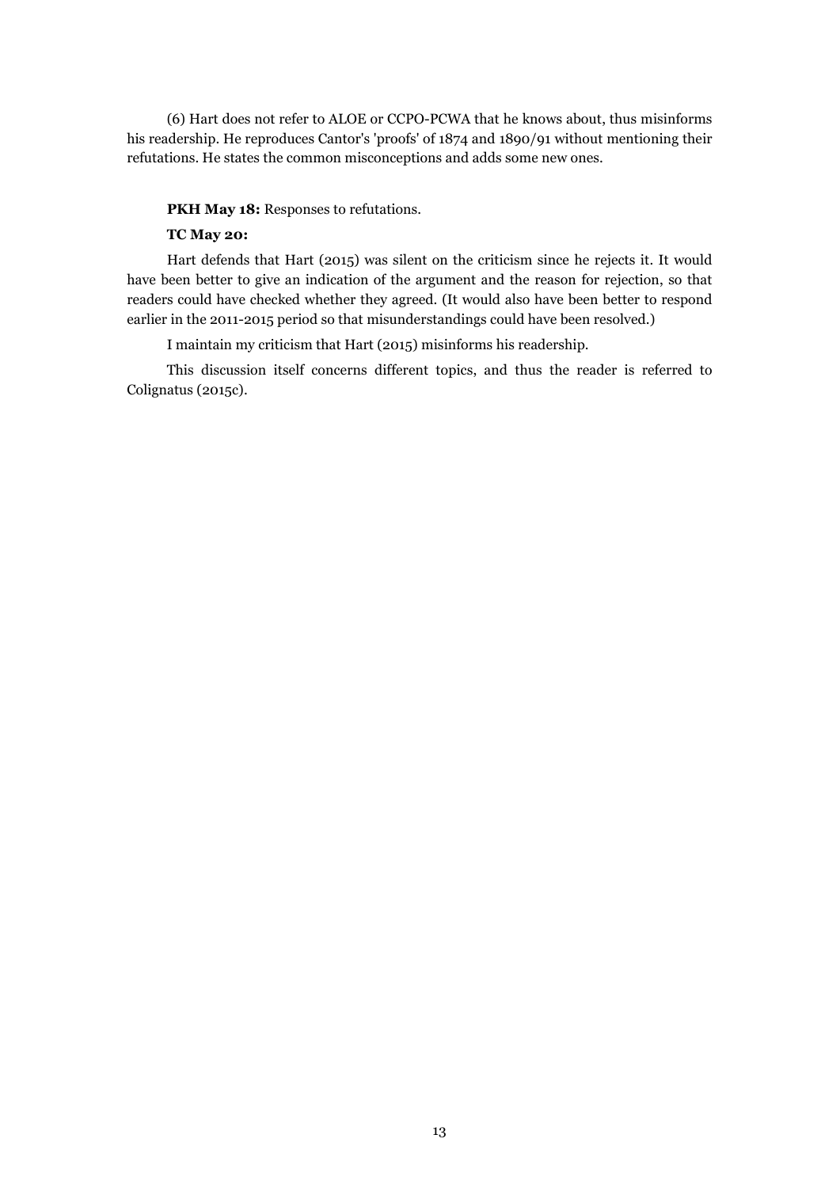(6) Hart does not refer to ALOE or CCPO-PCWA that he knows about, thus misinforms his readership. He reproduces Cantor's 'proofs' of 1874 and 1890/91 without mentioning their refutations. He states the common misconceptions and adds some new ones.

**PKH May 18:** Responses to refutations.

**TC May 20:**

Hart defends that Hart (2015) was silent on the criticism since he rejects it. It would have been better to give an indication of the argument and the reason for rejection, so that readers could have checked whether they agreed. (It would also have been better to respond earlier in the 2011-2015 period so that misunderstandings could have been resolved.)

I maintain my criticism that Hart (2015) misinforms his readership.

This discussion itself concerns different topics, and thus the reader is referred to Colignatus (2015c).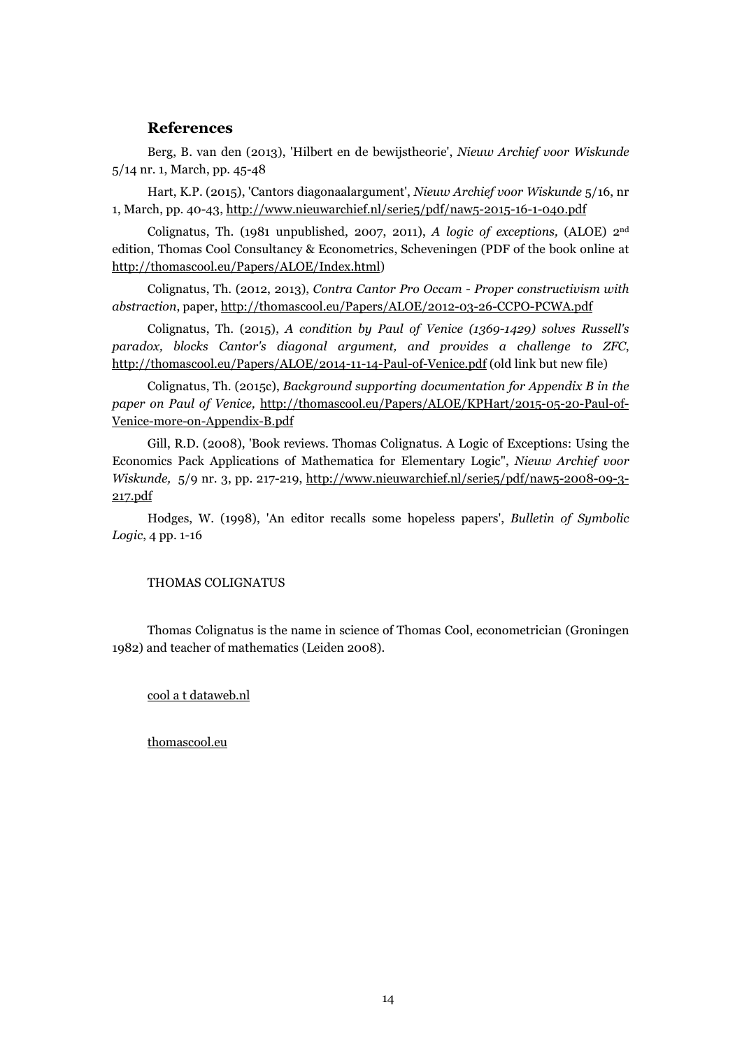## References

Berg, B. van den (2013), 'Hilbert en de bewijstheorie', *Nieuw Archief voor Wiskunde* 5/14 nr. 1, March, pp. 45-48

Hart, K.P. (2015), 'Cantors diagonaalargument', *Nieuw Archief voor Wiskunde* 5/16, nr 1, March, pp. 40-43, http://www.nieuwarchief.nl/serie5/pdf/naw5-2015-16-1-040.pdf

Colignatus, Th. (1981 unpublished, 2007, 2011), *A logic of exceptions,* (ALOE) 2nd edition, Thomas Cool Consultancy & Econometrics, Scheveningen (PDF of the book online at http://thomascool.eu/Papers/ALOE/Index.html)

Colignatus, Th. (2012, 2013), *Contra Cantor Pro Occam - Proper constructivism with abstraction*, paper, http://thomascool.eu/Papers/ALOE/2012-03-26-CCPO-PCWA.pdf

Colignatus, Th. (2015), *A condition by Paul of Venice (1369-1429) solves Russell's paradox, blocks Cantor's diagonal argument, and provides a challenge to ZFC*, http://thomascool.eu/Papers/ALOE/2014-11-14-Paul-of-Venice.pdf (old link but new file)

Colignatus, Th. (2015c), *Background supporting documentation for Appendix B in the paper on Paul of Venice,* http://thomascool.eu/Papers/ALOE/KPHart/2015-05-20-Paul-of-Venice-more-on-Appendix-B.pdf

Gill, R.D. (2008), 'Book reviews. Thomas Colignatus. A Logic of Exceptions: Using the Economics Pack Applications of Mathematica for Elementary Logic", *Nieuw Archief voor Wiskunde,* 5/9 nr. 3, pp. 217-219, http://www.nieuwarchief.nl/serie5/pdf/naw5-2008-09-3-217.pdf

Hodges, W. (1998), 'An editor recalls some hopeless papers', *Bulletin of Symbolic Logic*, 4 pp. 1-16

THOMAS COLIGNATUS

Thomas Colignatus is the name in science of Thomas Cool, econometrician (Groningen 1982) and teacher of mathematics (Leiden 2008).

cool a t dataweb.nl

thomascool.eu